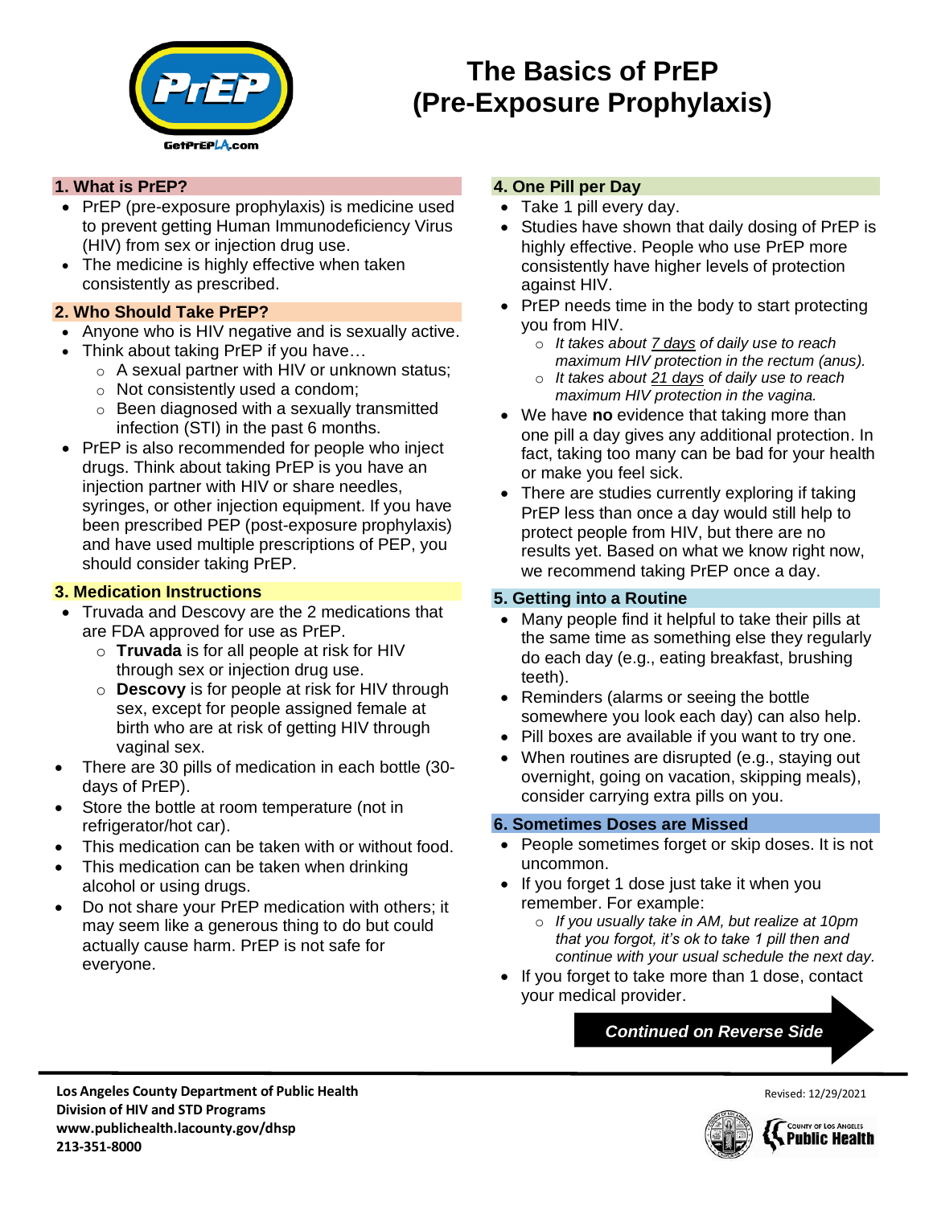GetPrEPLA.com

# The Basics of PrEP (Pre-Exposure Prophylaxis)

## 1. What is PrEP?

- PrEP (pre-exposure prophylaxis) is medicine used to prevent getting Human Immunodeficiency Virus (HIV) from sex or injection drug use.
- The medicine is highly effective when taken consistently as prescribed.

## 2. Who Should Take PrEP?

- Anyone who is HIV negative and is sexually active.
- Think about taking PrEP if you have…
  - A sexual partner with HIV or unknown status;
  - Not consistently used a condom;
  - Been diagnosed with a sexually transmitted infection (STI) in the past 6 months.
- PrEP is also recommended for people who inject drugs. Think about taking PrEP is you have an injection partner with HIV or share needles, syringes, or other injection equipment. If you have been prescribed PEP (post-exposure prophylaxis) and have used multiple prescriptions of PEP, you should consider taking PrEP.

## 3. Medication Instructions

- Truvada and Descovy are the 2 medications that are FDA approved for use as PrEP.
  - **Truvada** is for all people at risk for HIV through sex or injection drug use.
  - **Descovy** is for people at risk for HIV through sex, except for people assigned female at birth who are at risk of getting HIV through vaginal sex.
- There are 30 pills of medication in each bottle (30-days of PrEP).
- Store the bottle at room temperature (not in refrigerator/hot car).
- This medication can be taken with or without food.
- This medication can be taken when drinking alcohol or using drugs.
- Do not share your PrEP medication with others; it may seem like a generous thing to do but could actually cause harm. PrEP is not safe for everyone.

## 4. One Pill per Day

- Take 1 pill every day.
- Studies have shown that daily dosing of PrEP is highly effective. People who use PrEP more consistently have higher levels of protection against HIV.
- PrEP needs time in the body to start protecting you from HIV.
  - *It takes about 7 days of daily use to reach maximum HIV protection in the rectum (anus).*
  - *It takes about 21 days of daily use to reach maximum HIV protection in the vagina.*
- We have **no** evidence that taking more than one pill a day gives any additional protection. In fact, taking too many can be bad for your health or make you feel sick.
- There are studies currently exploring if taking PrEP less than once a day would still help to protect people from HIV, but there are no results yet. Based on what we know right now, we recommend taking PrEP once a day.

## 5. Getting into a Routine

- Many people find it helpful to take their pills at the same time as something else they regularly do each day (e.g., eating breakfast, brushing teeth).
- Reminders (alarms or seeing the bottle somewhere you look each day) can also help.
- Pill boxes are available if you want to try one.
- When routines are disrupted (e.g., staying out overnight, going on vacation, skipping meals), consider carrying extra pills on you.

## 6. Sometimes Doses are Missed

- People sometimes forget or skip doses. It is not uncommon.
- If you forget 1 dose just take it when you remember. For example:
  - *If you usually take in AM, but realize at 10pm that you forgot, it's ok to take 1 pill then and continue with your usual schedule the next day.*
- If you forget to take more than 1 dose, contact your medical provider.

***Continued on Reverse Side***

**Los Angeles County Department of Public Health**
**Division of HIV and STD Programs**
**www.publichealth.lacounty.gov/dhsp**
**213-351-8000**

Revised: 12/29/2021

County of Los Angeles Public Health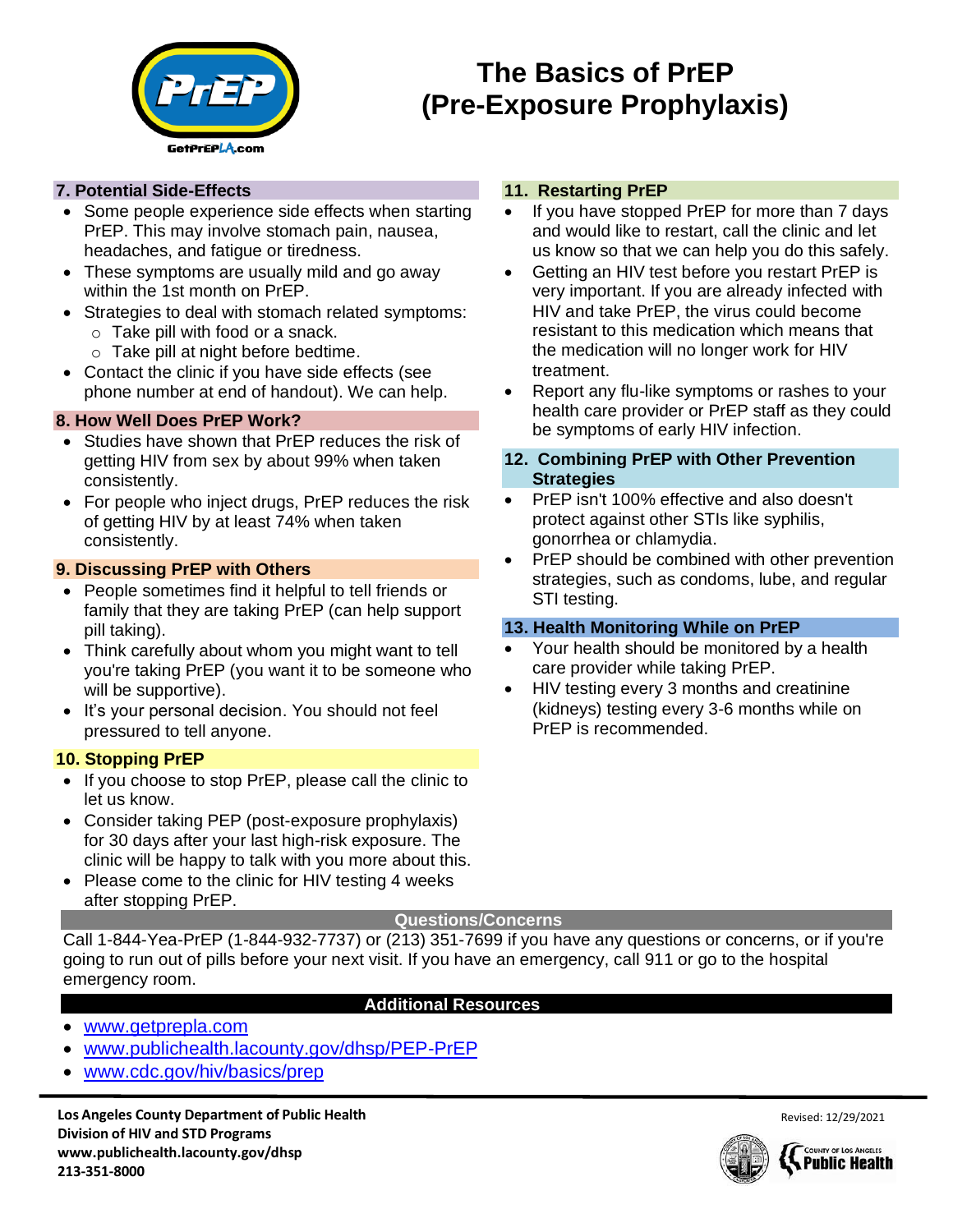# The Basics of PrEP (Pre-Exposure Prophylaxis)

## 7. Potential Side-Effects

- Some people experience side effects when starting PrEP. This may involve stomach pain, nausea, headaches, and fatigue or tiredness.
- These symptoms are usually mild and go away within the 1st month on PrEP.
- Strategies to deal with stomach related symptoms:
  - Take pill with food or a snack.
  - Take pill at night before bedtime.
- Contact the clinic if you have side effects (see phone number at end of handout). We can help.

## 8. How Well Does PrEP Work?

- Studies have shown that PrEP reduces the risk of getting HIV from sex by about 99% when taken consistently.
- For people who inject drugs, PrEP reduces the risk of getting HIV by at least 74% when taken consistently.

## 9. Discussing PrEP with Others

- People sometimes find it helpful to tell friends or family that they are taking PrEP (can help support pill taking).
- Think carefully about whom you might want to tell you're taking PrEP (you want it to be someone who will be supportive).
- It's your personal decision. You should not feel pressured to tell anyone.

## 10. Stopping PrEP

- If you choose to stop PrEP, please call the clinic to let us know.
- Consider taking PEP (post-exposure prophylaxis) for 30 days after your last high-risk exposure. The clinic will be happy to talk with you more about this.
- Please come to the clinic for HIV testing 4 weeks after stopping PrEP.

## 11. Restarting PrEP

- If you have stopped PrEP for more than 7 days and would like to restart, call the clinic and let us know so that we can help you do this safely.
- Getting an HIV test before you restart PrEP is very important. If you are already infected with HIV and take PrEP, the virus could become resistant to this medication which means that the medication will no longer work for HIV treatment.
- Report any flu-like symptoms or rashes to your health care provider or PrEP staff as they could be symptoms of early HIV infection.

## 12. Combining PrEP with Other Prevention Strategies

- PrEP isn't 100% effective and also doesn't protect against other STIs like syphilis, gonorrhea or chlamydia.
- PrEP should be combined with other prevention strategies, such as condoms, lube, and regular STI testing.

## 13. Health Monitoring While on PrEP

- Your health should be monitored by a health care provider while taking PrEP.
- HIV testing every 3 months and creatinine (kidneys) testing every 3-6 months while on PrEP is recommended.

## Questions/Concerns

Call 1-844-Yea-PrEP (1-844-932-7737) or (213) 351-7699 if you have any questions or concerns, or if you're going to run out of pills before your next visit. If you have an emergency, call 911 or go to the hospital emergency room.

## Additional Resources

- www.getprepla.com
- www.publichealth.lacounty.gov/dhsp/PEP-PrEP
- www.cdc.gov/hiv/basics/prep

**Los Angeles County Department of Public Health**
**Division of HIV and STD Programs**
**www.publichealth.lacounty.gov/dhsp**
**213-351-8000**

Revised: 12/29/2021